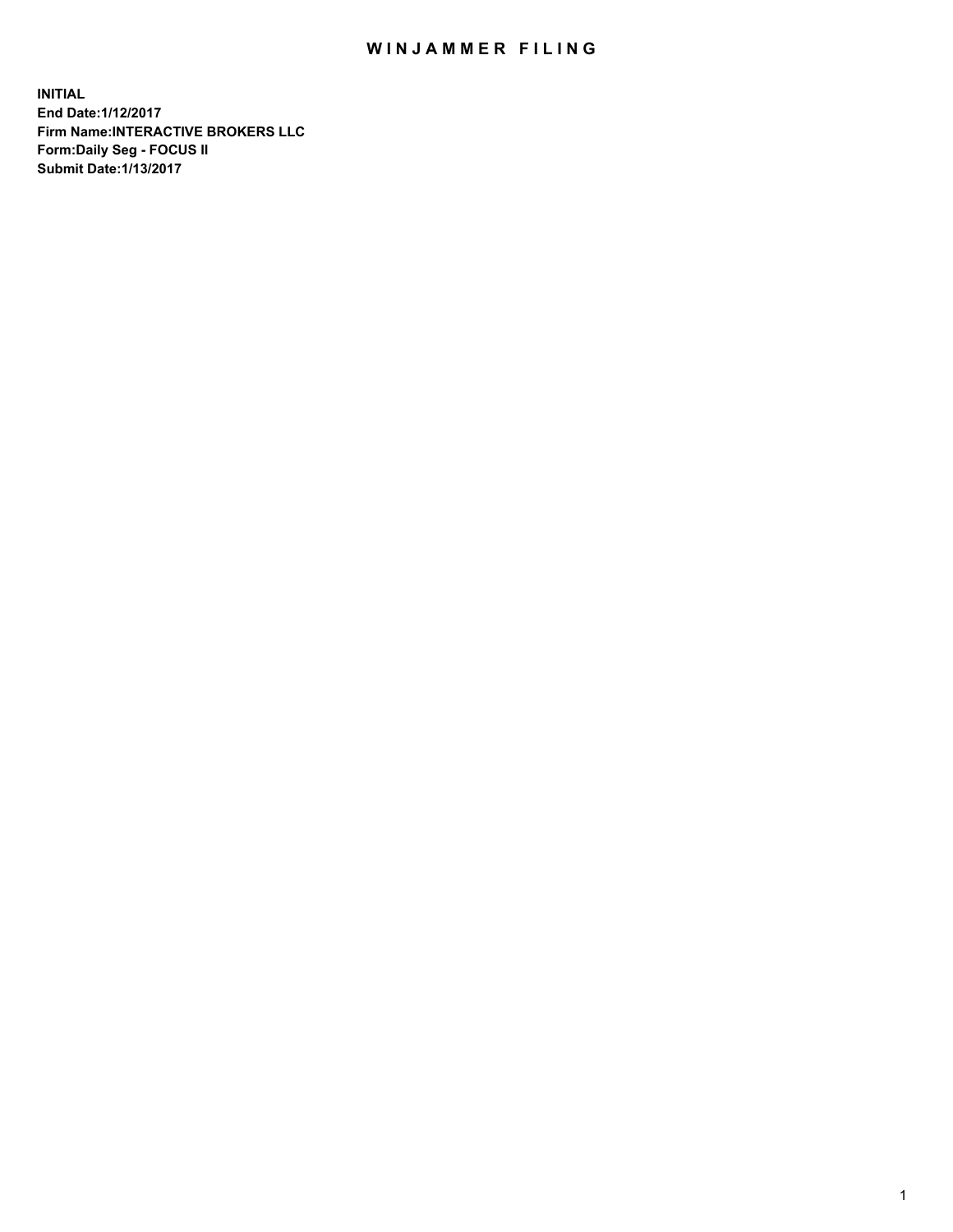# WINJAMMER FILING

**INITIAL**
**End Date:1/12/2017**
**Firm Name:INTERACTIVE BROKERS LLC**
**Form:Daily Seg - FOCUS II**
**Submit Date:1/13/2017**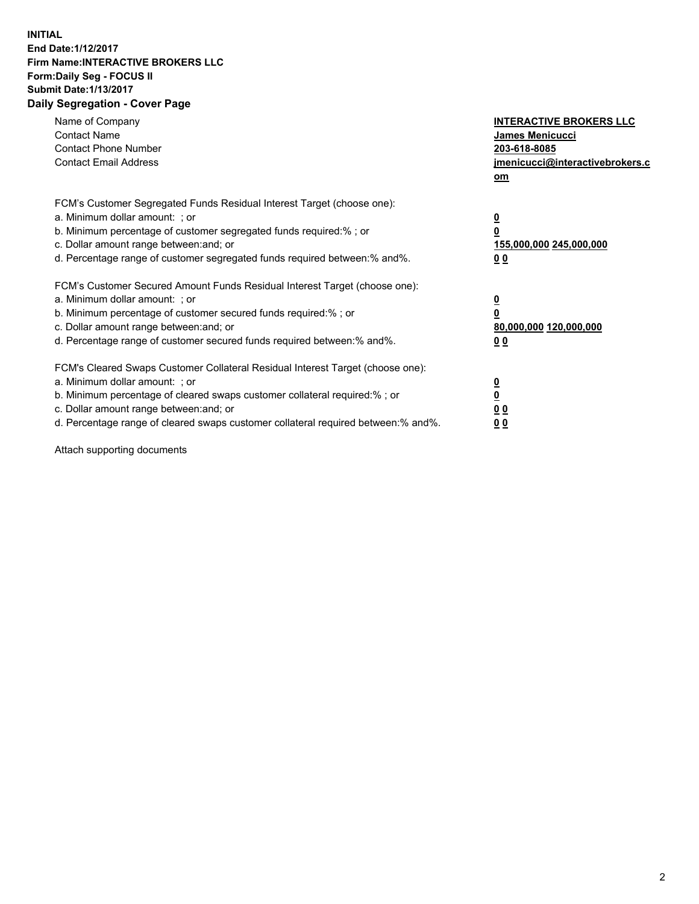**INITIAL**
**End Date:1/12/2017**
**Firm Name:INTERACTIVE BROKERS LLC**
**Form:Daily Seg - FOCUS II**
**Submit Date:1/13/2017**
**Daily Segregation - Cover Page**

| | |
|---|---|
| Name of Company | **INTERACTIVE BROKERS LLC** |
| Contact Name | **James Menicucci** |
| Contact Phone Number | **203-618-8085** |
| Contact Email Address | **jmenicucci@interactivebrokers.com** |

FCM's Customer Segregated Funds Residual Interest Target (choose one):

| | |
|---|---|
| a. Minimum dollar amount: ; or | **0** |
| b. Minimum percentage of customer segregated funds required:% ; or | **0** |
| c. Dollar amount range between:and; or | **155,000,000 245,000,000** |
| d. Percentage range of customer segregated funds required between:% and%. | **0 0** |

FCM's Customer Secured Amount Funds Residual Interest Target (choose one):

| | |
|---|---|
| a. Minimum dollar amount: ; or | **0** |
| b. Minimum percentage of customer secured funds required:% ; or | **0** |
| c. Dollar amount range between:and; or | **80,000,000 120,000,000** |
| d. Percentage range of customer secured funds required between:% and%. | **0 0** |

FCM's Cleared Swaps Customer Collateral Residual Interest Target (choose one):

| | |
|---|---|
| a. Minimum dollar amount: ; or | **0** |
| b. Minimum percentage of cleared swaps customer collateral required:% ; or | **0** |
| c. Dollar amount range between:and; or | **0 0** |
| d. Percentage range of cleared swaps customer collateral required between:% and%. | **0 0** |

Attach supporting documents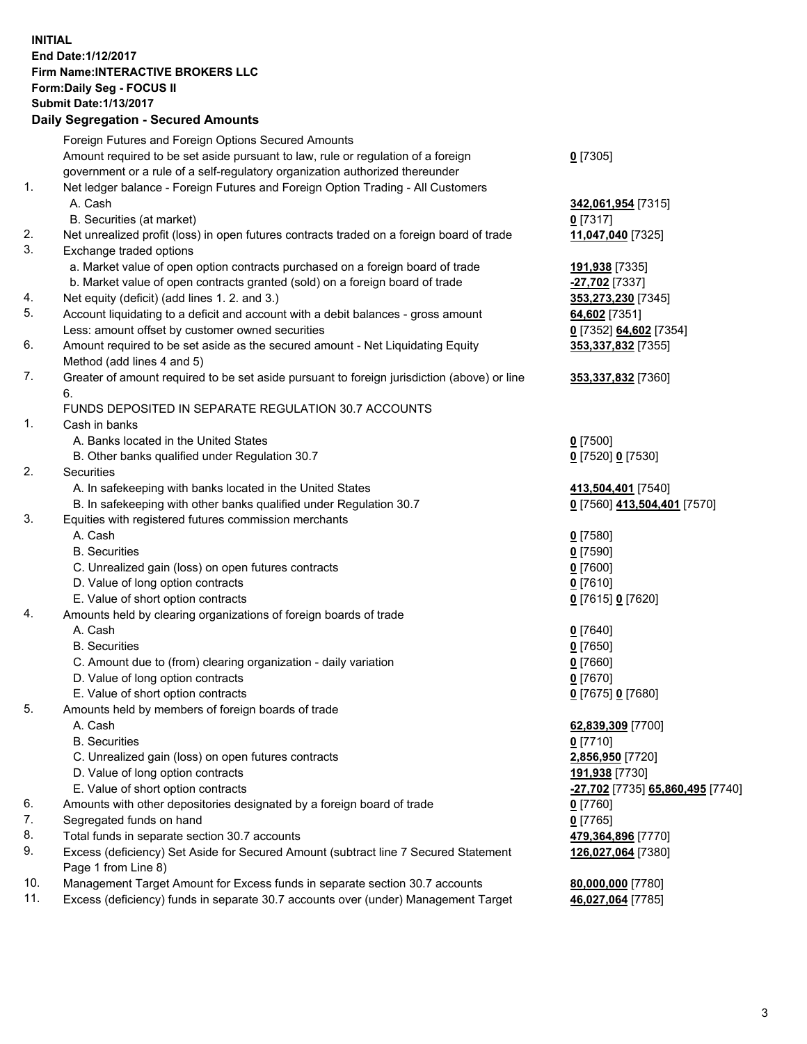**INITIAL**
**End Date:1/12/2017**
**Firm Name:INTERACTIVE BROKERS LLC**
**Form:Daily Seg - FOCUS II**
**Submit Date:1/13/2017**

**Daily Segregation - Secured Amounts**

| | | |
|---|---|---|
| | Foreign Futures and Foreign Options Secured Amounts | |
| | Amount required to be set aside pursuant to law, rule or regulation of a foreign government or a rule of a self-regulatory organization authorized thereunder | **0** [7305] |
| 1. | Net ledger balance - Foreign Futures and Foreign Option Trading - All Customers | |
| | A. Cash | **342,061,954** [7315] |
| | B. Securities (at market) | **0** [7317] |
| 2. | Net unrealized profit (loss) in open futures contracts traded on a foreign board of trade | **11,047,040** [7325] |
| 3. | Exchange traded options | |
| | a. Market value of open option contracts purchased on a foreign board of trade | **191,938** [7335] |
| | b. Market value of open contracts granted (sold) on a foreign board of trade | **-27,702** [7337] |
| 4. | Net equity (deficit) (add lines 1. 2. and 3.) | **353,273,230** [7345] |
| 5. | Account liquidating to a deficit and account with a debit balances - gross amount | **64,602** [7351] |
| | Less: amount offset by customer owned securities | **0** [7352] **64,602** [7354] |
| 6. | Amount required to be set aside as the secured amount - Net Liquidating Equity Method (add lines 4 and 5) | **353,337,832** [7355] |
| 7. | Greater of amount required to be set aside pursuant to foreign jurisdiction (above) or line 6. | **353,337,832** [7360] |
| | FUNDS DEPOSITED IN SEPARATE REGULATION 30.7 ACCOUNTS | |
| 1. | Cash in banks | |
| | A. Banks located in the United States | **0** [7500] |
| | B. Other banks qualified under Regulation 30.7 | **0** [7520] **0** [7530] |
| 2. | Securities | |
| | A. In safekeeping with banks located in the United States | **413,504,401** [7540] |
| | B. In safekeeping with other banks qualified under Regulation 30.7 | **0** [7560] **413,504,401** [7570] |
| 3. | Equities with registered futures commission merchants | |
| | A. Cash | **0** [7580] |
| | B. Securities | **0** [7590] |
| | C. Unrealized gain (loss) on open futures contracts | **0** [7600] |
| | D. Value of long option contracts | **0** [7610] |
| | E. Value of short option contracts | **0** [7615] **0** [7620] |
| 4. | Amounts held by clearing organizations of foreign boards of trade | |
| | A. Cash | **0** [7640] |
| | B. Securities | **0** [7650] |
| | C. Amount due to (from) clearing organization - daily variation | **0** [7660] |
| | D. Value of long option contracts | **0** [7670] |
| | E. Value of short option contracts | **0** [7675] **0** [7680] |
| 5. | Amounts held by members of foreign boards of trade | |
| | A. Cash | **62,839,309** [7700] |
| | B. Securities | **0** [7710] |
| | C. Unrealized gain (loss) on open futures contracts | **2,856,950** [7720] |
| | D. Value of long option contracts | **191,938** [7730] |
| | E. Value of short option contracts | **-27,702** [7735] **65,860,495** [7740] |
| 6. | Amounts with other depositories designated by a foreign board of trade | **0** [7760] |
| 7. | Segregated funds on hand | **0** [7765] |
| 8. | Total funds in separate section 30.7 accounts | **479,364,896** [7770] |
| 9. | Excess (deficiency) Set Aside for Secured Amount (subtract line 7 Secured Statement Page 1 from Line 8) | **126,027,064** [7380] |
| 10. | Management Target Amount for Excess funds in separate section 30.7 accounts | **80,000,000** [7780] |
| 11. | Excess (deficiency) funds in separate 30.7 accounts over (under) Management Target | **46,027,064** [7785] |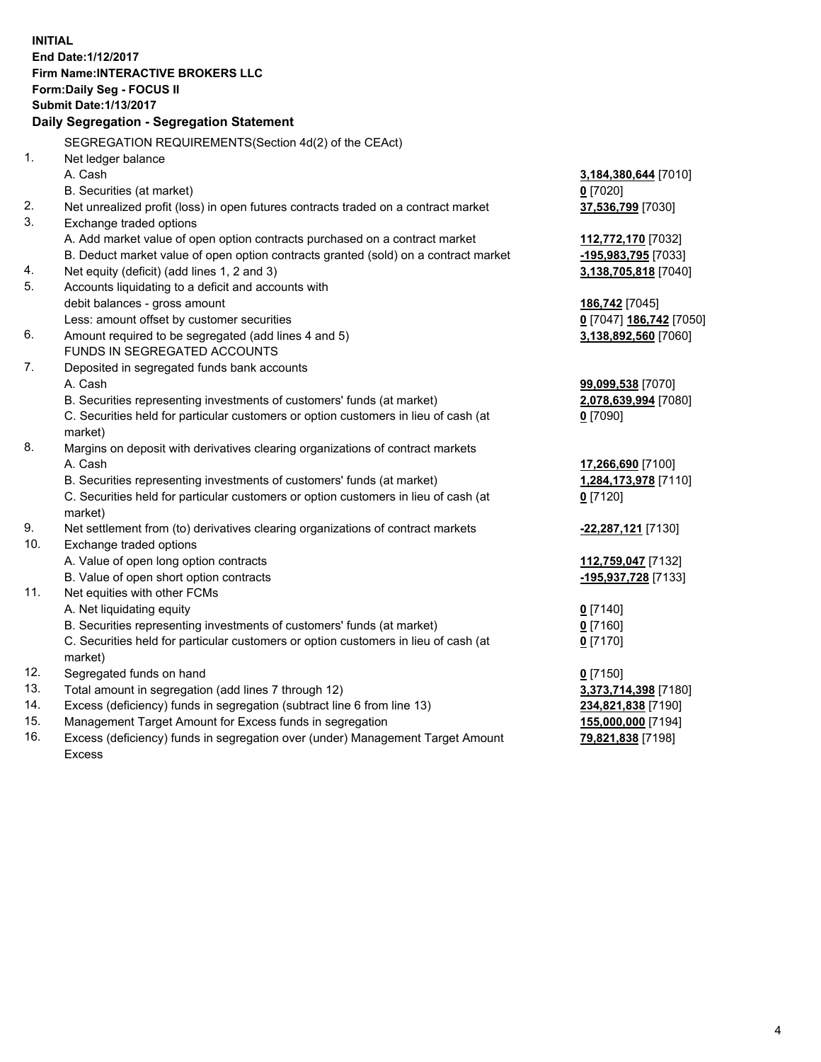**INITIAL**
**End Date:1/12/2017**
**Firm Name:INTERACTIVE BROKERS LLC**
**Form:Daily Seg - FOCUS II**
**Submit Date:1/13/2017**

**Daily Segregation - Segregation Statement**

SEGREGATION REQUIREMENTS(Section 4d(2) of the CEAct)

| | | |
|---|---|---|
| 1. | Net ledger balance | |
| | A. Cash | **3,184,380,644** [7010] |
| | B. Securities (at market) | **0** [7020] |
| 2. | Net unrealized profit (loss) in open futures contracts traded on a contract market | **37,536,799** [7030] |
| 3. | Exchange traded options | |
| | A. Add market value of open option contracts purchased on a contract market | **112,772,170** [7032] |
| | B. Deduct market value of open option contracts granted (sold) on a contract market | **-195,983,795** [7033] |
| 4. | Net equity (deficit) (add lines 1, 2 and 3) | **3,138,705,818** [7040] |
| 5. | Accounts liquidating to a deficit and accounts with | |
| | debit balances - gross amount | **186,742** [7045] |
| | Less: amount offset by customer securities | **0** [7047] **186,742** [7050] |
| 6. | Amount required to be segregated (add lines 4 and 5) | **3,138,892,560** [7060] |
| | FUNDS IN SEGREGATED ACCOUNTS | |
| 7. | Deposited in segregated funds bank accounts | |
| | A. Cash | **99,099,538** [7070] |
| | B. Securities representing investments of customers' funds (at market) | **2,078,639,994** [7080] |
| | C. Securities held for particular customers or option customers in lieu of cash (at market) | **0** [7090] |
| 8. | Margins on deposit with derivatives clearing organizations of contract markets | |
| | A. Cash | **17,266,690** [7100] |
| | B. Securities representing investments of customers' funds (at market) | **1,284,173,978** [7110] |
| | C. Securities held for particular customers or option customers in lieu of cash (at market) | **0** [7120] |
| 9. | Net settlement from (to) derivatives clearing organizations of contract markets | **-22,287,121** [7130] |
| 10. | Exchange traded options | |
| | A. Value of open long option contracts | **112,759,047** [7132] |
| | B. Value of open short option contracts | **-195,937,728** [7133] |
| 11. | Net equities with other FCMs | |
| | A. Net liquidating equity | **0** [7140] |
| | B. Securities representing investments of customers' funds (at market) | **0** [7160] |
| | C. Securities held for particular customers or option customers in lieu of cash (at market) | **0** [7170] |
| 12. | Segregated funds on hand | **0** [7150] |
| 13. | Total amount in segregation (add lines 7 through 12) | **3,373,714,398** [7180] |
| 14. | Excess (deficiency) funds in segregation (subtract line 6 from line 13) | **234,821,838** [7190] |
| 15. | Management Target Amount for Excess funds in segregation | **155,000,000** [7194] |
| 16. | Excess (deficiency) funds in segregation over (under) Management Target Amount Excess | **79,821,838** [7198] |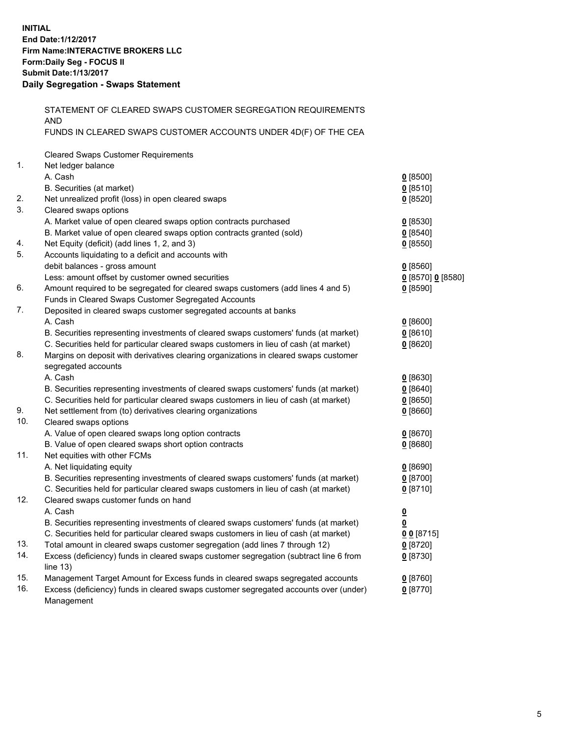**INITIAL**
**End Date:1/12/2017**
**Firm Name:INTERACTIVE BROKERS LLC**
**Form:Daily Seg - FOCUS II**
**Submit Date:1/13/2017**
**Daily Segregation - Swaps Statement**

STATEMENT OF CLEARED SWAPS CUSTOMER SEGREGATION REQUIREMENTS AND FUNDS IN CLEARED SWAPS CUSTOMER ACCOUNTS UNDER 4D(F) OF THE CEA

| | | |
|---|---|---|
| | Cleared Swaps Customer Requirements | |
| 1. | Net ledger balance | |
| | A. Cash | 0 [8500] |
| | B. Securities (at market) | 0 [8510] |
| 2. | Net unrealized profit (loss) in open cleared swaps | 0 [8520] |
| 3. | Cleared swaps options | |
| | A. Market value of open cleared swaps option contracts purchased | 0 [8530] |
| | B. Market value of open cleared swaps option contracts granted (sold) | 0 [8540] |
| 4. | Net Equity (deficit) (add lines 1, 2, and 3) | 0 [8550] |
| 5. | Accounts liquidating to a deficit and accounts with | |
| | debit balances - gross amount | 0 [8560] |
| | Less: amount offset by customer owned securities | 0 [8570] 0 [8580] |
| 6. | Amount required to be segregated for cleared swaps customers (add lines 4 and 5) | 0 [8590] |
| | Funds in Cleared Swaps Customer Segregated Accounts | |
| 7. | Deposited in cleared swaps customer segregated accounts at banks | |
| | A. Cash | 0 [8600] |
| | B. Securities representing investments of cleared swaps customers' funds (at market) | 0 [8610] |
| | C. Securities held for particular cleared swaps customers in lieu of cash (at market) | 0 [8620] |
| 8. | Margins on deposit with derivatives clearing organizations in cleared swaps customer segregated accounts | |
| | A. Cash | 0 [8630] |
| | B. Securities representing investments of cleared swaps customers' funds (at market) | 0 [8640] |
| | C. Securities held for particular cleared swaps customers in lieu of cash (at market) | 0 [8650] |
| 9. | Net settlement from (to) derivatives clearing organizations | 0 [8660] |
| 10. | Cleared swaps options | |
| | A. Value of open cleared swaps long option contracts | 0 [8670] |
| | B. Value of open cleared swaps short option contracts | 0 [8680] |
| 11. | Net equities with other FCMs | |
| | A. Net liquidating equity | 0 [8690] |
| | B. Securities representing investments of cleared swaps customers' funds (at market) | 0 [8700] |
| | C. Securities held for particular cleared swaps customers in lieu of cash (at market) | 0 [8710] |
| 12. | Cleared swaps customer funds on hand | |
| | A. Cash | 0 |
| | B. Securities representing investments of cleared swaps customers' funds (at market) | 0 |
| | C. Securities held for particular cleared swaps customers in lieu of cash (at market) | 0 0 [8715] |
| 13. | Total amount in cleared swaps customer segregation (add lines 7 through 12) | 0 [8720] |
| 14. | Excess (deficiency) funds in cleared swaps customer segregation (subtract line 6 from line 13) | 0 [8730] |
| 15. | Management Target Amount for Excess funds in cleared swaps segregated accounts | 0 [8760] |
| 16. | Excess (deficiency) funds in cleared swaps customer segregated accounts over (under) Management | 0 [8770] |